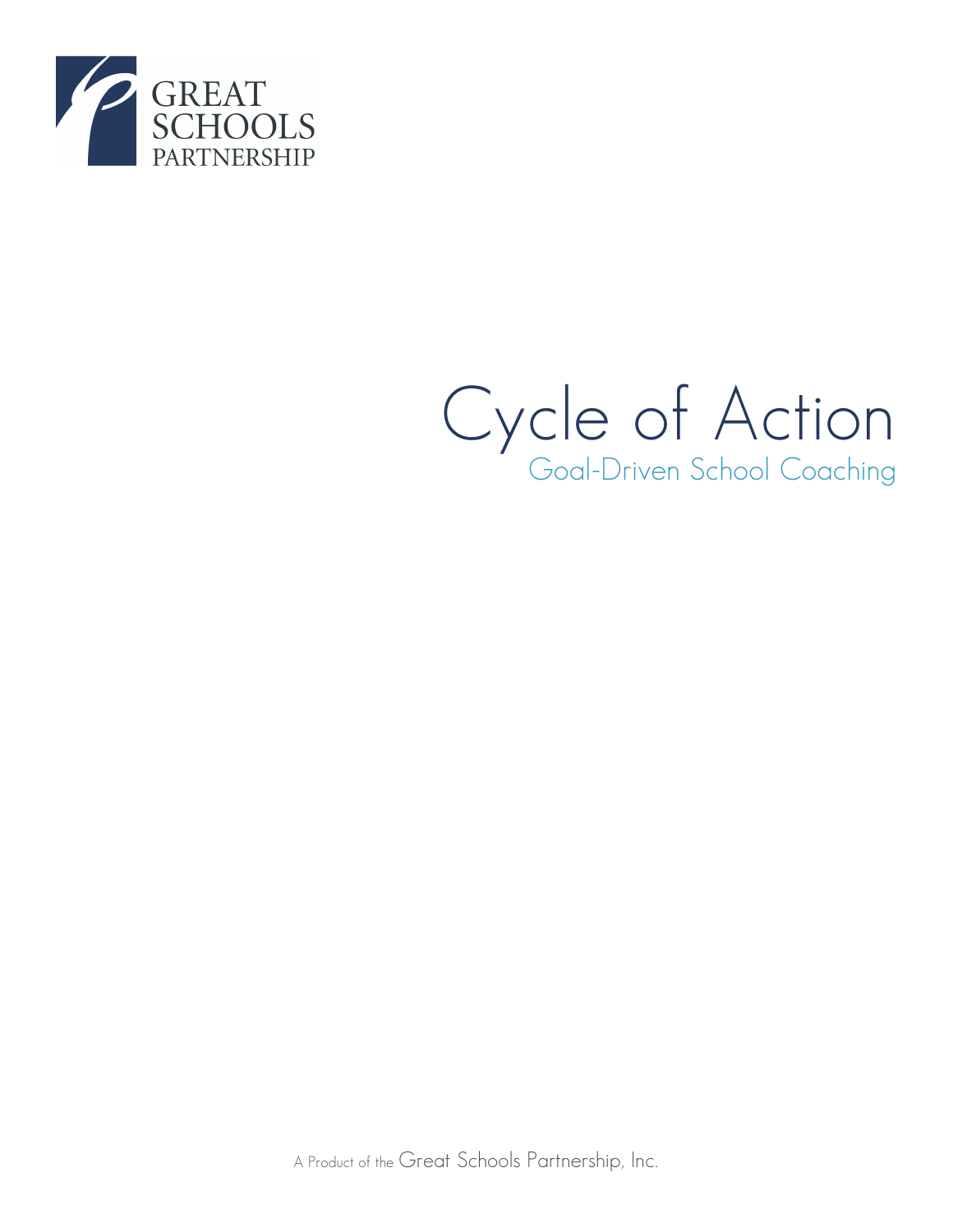GREAT SCHOOLS PARTNERSHIP

# Cycle of Action

## Goal-Driven School Coaching

A Product of the Great Schools Partnership, Inc.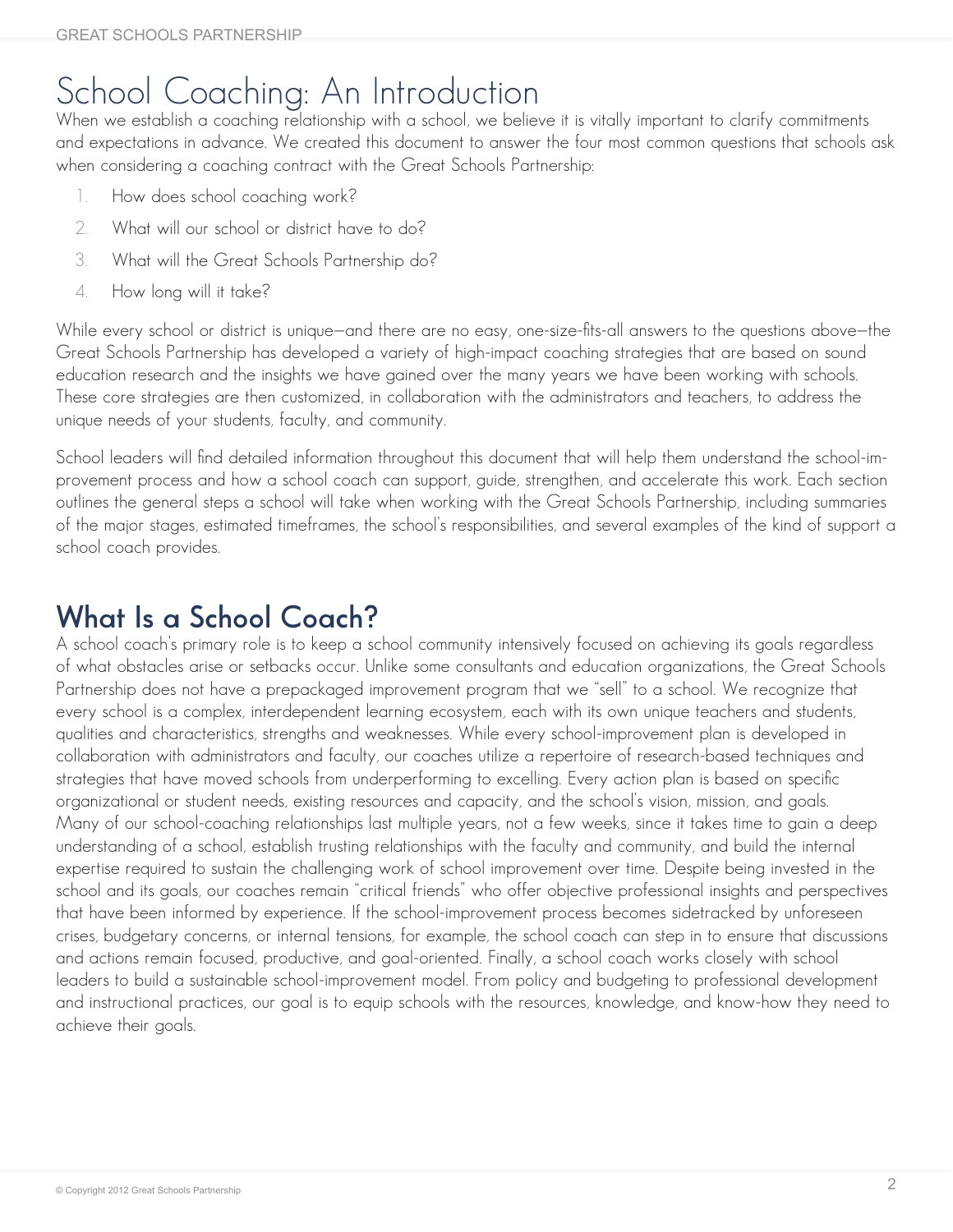# School Coaching: An Introduction

When we establish a coaching relationship with a school, we believe it is vitally important to clarify commitments and expectations in advance. We created this document to answer the four most common questions that schools ask when considering a coaching contract with the Great Schools Partnership:

1. How does school coaching work?
2. What will our school or district have to do?
3. What will the Great Schools Partnership do?
4. How long will it take?

While every school or district is unique—and there are no easy, one-size-fits-all answers to the questions above—the Great Schools Partnership has developed a variety of high-impact coaching strategies that are based on sound education research and the insights we have gained over the many years we have been working with schools. These core strategies are then customized, in collaboration with the administrators and teachers, to address the unique needs of your students, faculty, and community.

School leaders will find detailed information throughout this document that will help them understand the school-improvement process and how a school coach can support, guide, strengthen, and accelerate this work. Each section outlines the general steps a school will take when working with the Great Schools Partnership, including summaries of the major stages, estimated timeframes, the school's responsibilities, and several examples of the kind of support a school coach provides.

## What Is a School Coach?

A school coach's primary role is to keep a school community intensively focused on achieving its goals regardless of what obstacles arise or setbacks occur. Unlike some consultants and education organizations, the Great Schools Partnership does not have a prepackaged improvement program that we "sell" to a school. We recognize that every school is a complex, interdependent learning ecosystem, each with its own unique teachers and students, qualities and characteristics, strengths and weaknesses. While every school-improvement plan is developed in collaboration with administrators and faculty, our coaches utilize a repertoire of research-based techniques and strategies that have moved schools from underperforming to excelling. Every action plan is based on specific organizational or student needs, existing resources and capacity, and the school's vision, mission, and goals. Many of our school-coaching relationships last multiple years, not a few weeks, since it takes time to gain a deep understanding of a school, establish trusting relationships with the faculty and community, and build the internal expertise required to sustain the challenging work of school improvement over time. Despite being invested in the school and its goals, our coaches remain "critical friends" who offer objective professional insights and perspectives that have been informed by experience. If the school-improvement process becomes sidetracked by unforeseen crises, budgetary concerns, or internal tensions, for example, the school coach can step in to ensure that discussions and actions remain focused, productive, and goal-oriented. Finally, a school coach works closely with school leaders to build a sustainable school-improvement model. From policy and budgeting to professional development and instructional practices, our goal is to equip schools with the resources, knowledge, and know-how they need to achieve their goals.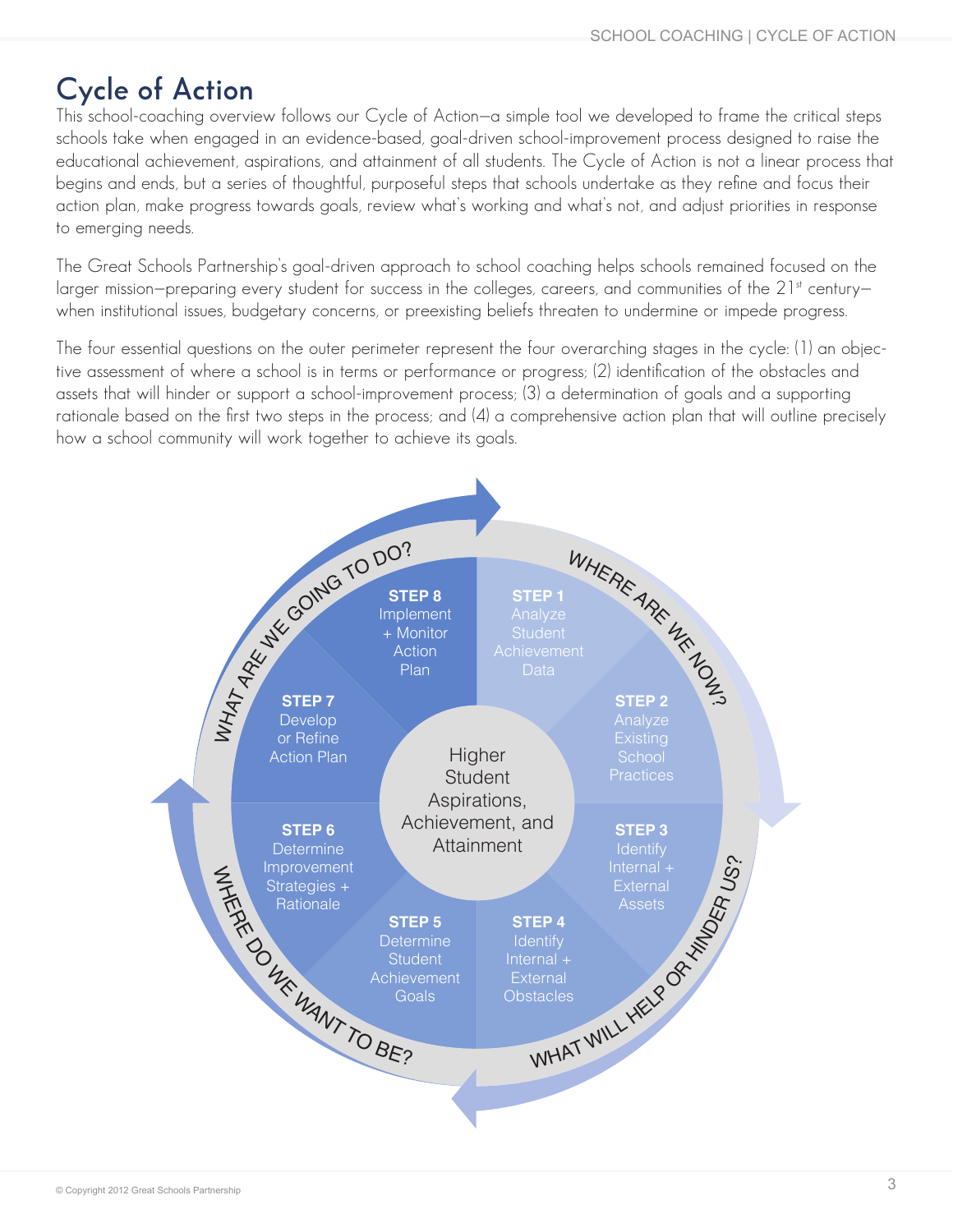# Cycle of Action

This school-coaching overview follows our Cycle of Action—a simple tool we developed to frame the critical steps schools take when engaged in an evidence-based, goal-driven school-improvement process designed to raise the educational achievement, aspirations, and attainment of all students. The Cycle of Action is not a linear process that begins and ends, but a series of thoughtful, purposeful steps that schools undertake as they refine and focus their action plan, make progress towards goals, review what's working and what's not, and adjust priorities in response to emerging needs.

The Great Schools Partnership's goal-driven approach to school coaching helps schools remained focused on the larger mission—preparing every student for success in the colleges, careers, and communities of the 21st century—when institutional issues, budgetary concerns, or preexisting beliefs threaten to undermine or impede progress.

The four essential questions on the outer perimeter represent the four overarching stages in the cycle: (1) an objective assessment of where a school is in terms or performance or progress; (2) identification of the obstacles and assets that will hinder or support a school-improvement process; (3) a determination of goals and a supporting rationale based on the first two steps in the process; and (4) a comprehensive action plan that will outline precisely how a school community will work together to achieve its goals.

**WHERE ARE WE NOW?**

**STEP 1** Analyze Student Achievement Data

**STEP 2** Analyze Existing School Practices

**WHAT WILL HELP OR HINDER US?**

**STEP 3** Identify Internal + External Assets

**STEP 4** Identify Internal + External Obstacles

**WHERE DO WE WANT TO BE?**

**STEP 5** Determine Student Achievement Goals

**STEP 6** Determine Improvement Strategies + Rationale

**WHAT ARE WE GOING TO DO?**

**STEP 7** Develop or Refine Action Plan

**STEP 8** Implement + Monitor Action Plan

Higher Student Aspirations, Achievement, and Attainment

© Copyright 2012 Great Schools Partnership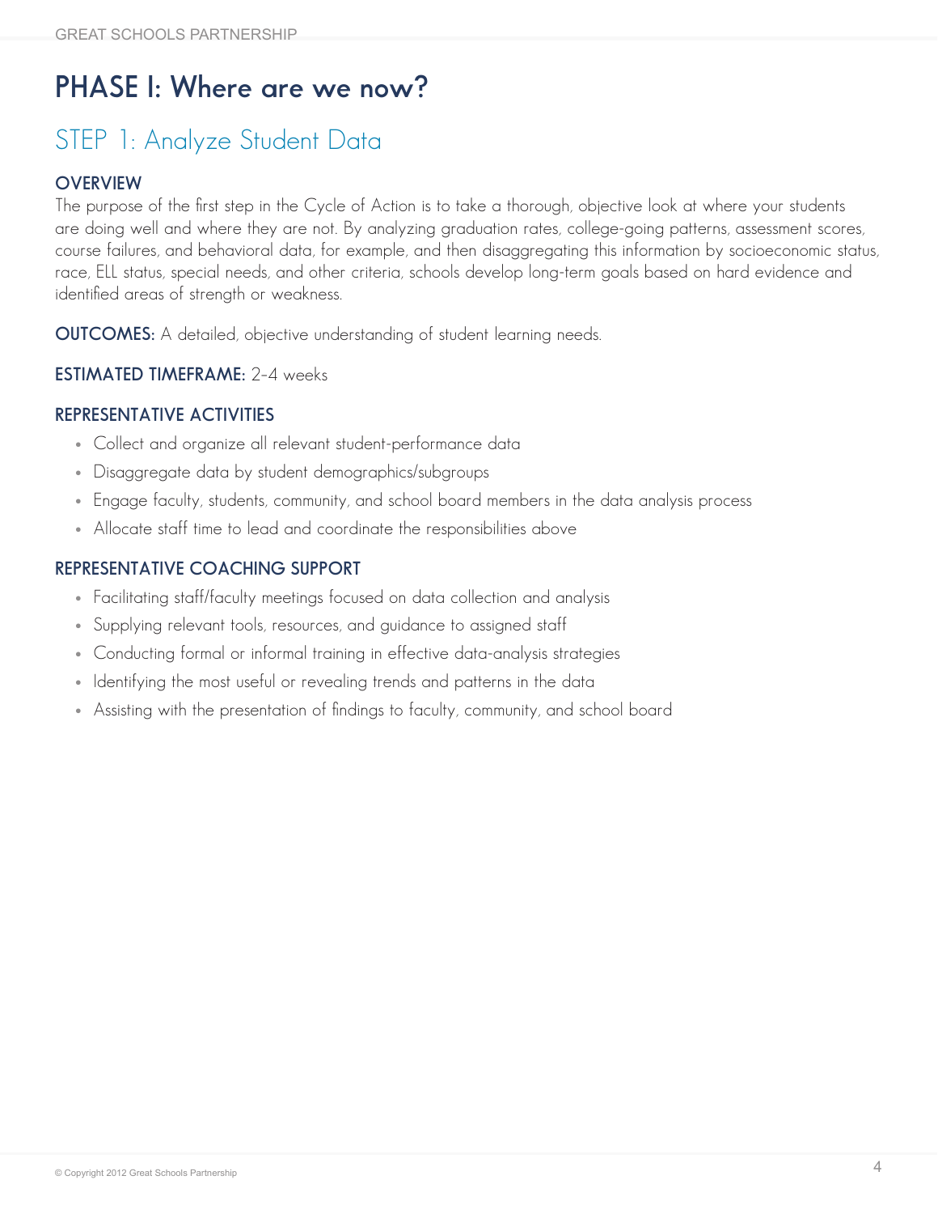# PHASE I: Where are we now?

## STEP 1: Analyze Student Data

### OVERVIEW

The purpose of the first step in the Cycle of Action is to take a thorough, objective look at where your students are doing well and where they are not. By analyzing graduation rates, college-going patterns, assessment scores, course failures, and behavioral data, for example, and then disaggregating this information by socioeconomic status, race, ELL status, special needs, and other criteria, schools develop long-term goals based on hard evidence and identified areas of strength or weakness.

**OUTCOMES:** A detailed, objective understanding of student learning needs.

**ESTIMATED TIMEFRAME:** 2–4 weeks

### REPRESENTATIVE ACTIVITIES

- Collect and organize all relevant student-performance data
- Disaggregate data by student demographics/subgroups
- Engage faculty, students, community, and school board members in the data analysis process
- Allocate staff time to lead and coordinate the responsibilities above

### REPRESENTATIVE COACHING SUPPORT

- Facilitating staff/faculty meetings focused on data collection and analysis
- Supplying relevant tools, resources, and guidance to assigned staff
- Conducting formal or informal training in effective data-analysis strategies
- Identifying the most useful or revealing trends and patterns in the data
- Assisting with the presentation of findings to faculty, community, and school board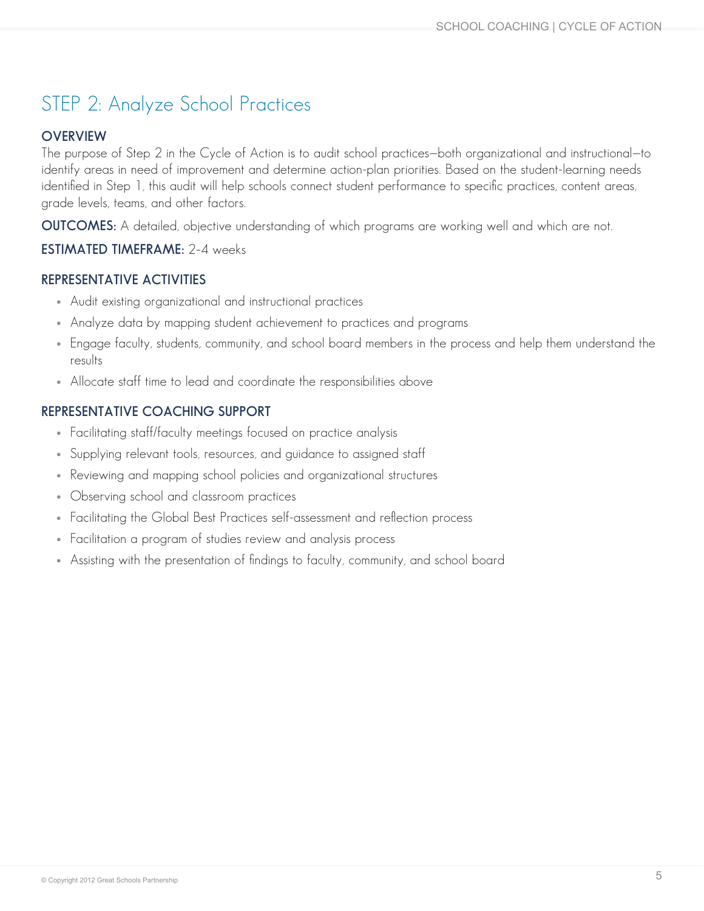## STEP 2: Analyze School Practices

### OVERVIEW

The purpose of Step 2 in the Cycle of Action is to audit school practices—both organizational and instructional—to identify areas in need of improvement and determine action-plan priorities. Based on the student-learning needs identified in Step 1, this audit will help schools connect student performance to specific practices, content areas, grade levels, teams, and other factors.

**OUTCOMES:** A detailed, objective understanding of which programs are working well and which are not.

**ESTIMATED TIMEFRAME:** 2-4 weeks

### REPRESENTATIVE ACTIVITIES

- Audit existing organizational and instructional practices
- Analyze data by mapping student achievement to practices and programs
- Engage faculty, students, community, and school board members in the process and help them understand the results
- Allocate staff time to lead and coordinate the responsibilities above

### REPRESENTATIVE COACHING SUPPORT

- Facilitating staff/faculty meetings focused on practice analysis
- Supplying relevant tools, resources, and guidance to assigned staff
- Reviewing and mapping school policies and organizational structures
- Observing school and classroom practices
- Facilitating the Global Best Practices self-assessment and reflection process
- Facilitation a program of studies review and analysis process
- Assisting with the presentation of findings to faculty, community, and school board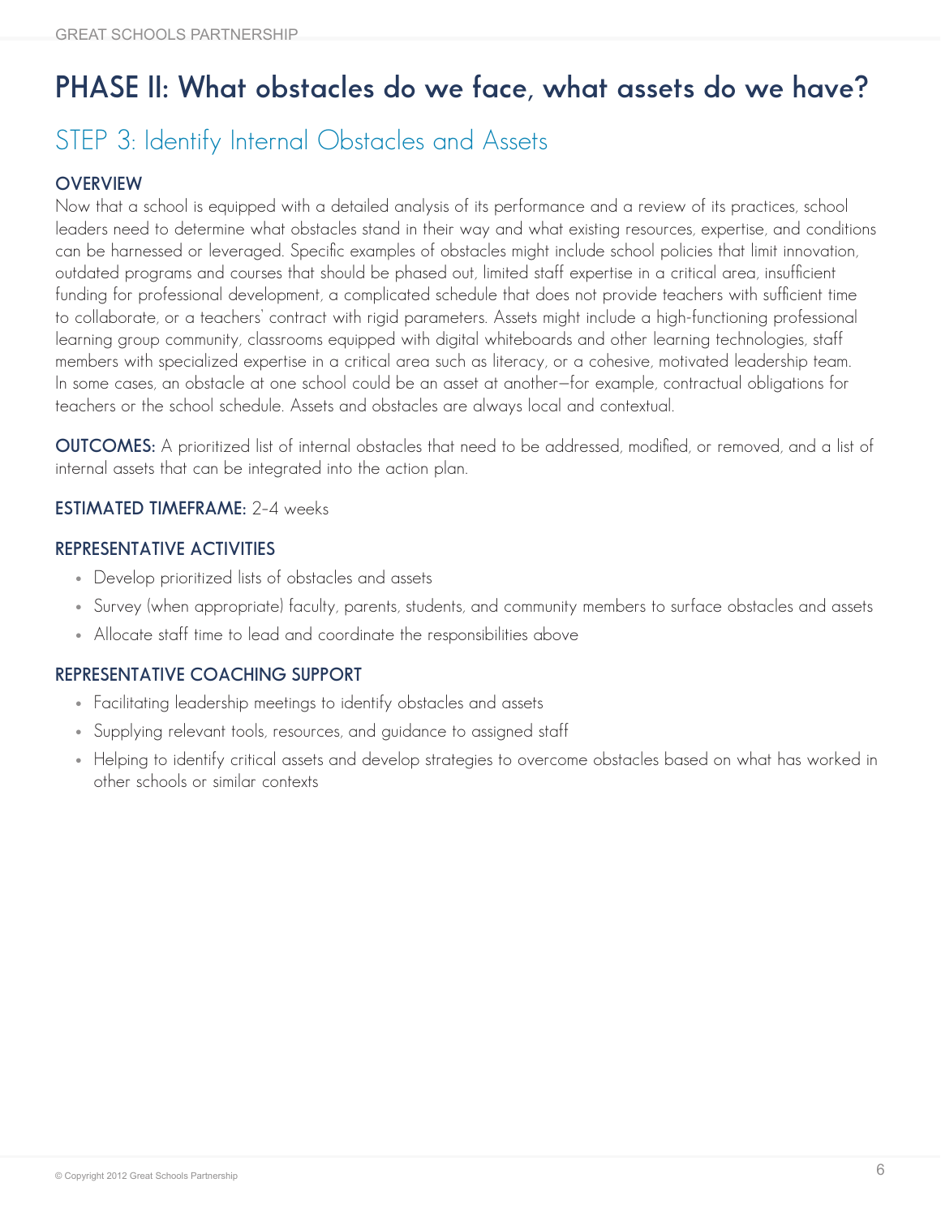# PHASE II: What obstacles do we face, what assets do we have?

## STEP 3: Identify Internal Obstacles and Assets

### OVERVIEW

Now that a school is equipped with a detailed analysis of its performance and a review of its practices, school leaders need to determine what obstacles stand in their way and what existing resources, expertise, and conditions can be harnessed or leveraged. Specific examples of obstacles might include school policies that limit innovation, outdated programs and courses that should be phased out, limited staff expertise in a critical area, insufficient funding for professional development, a complicated schedule that does not provide teachers with sufficient time to collaborate, or a teachers' contract with rigid parameters. Assets might include a high-functioning professional learning group community, classrooms equipped with digital whiteboards and other learning technologies, staff members with specialized expertise in a critical area such as literacy, or a cohesive, motivated leadership team. In some cases, an obstacle at one school could be an asset at another—for example, contractual obligations for teachers or the school schedule. Assets and obstacles are always local and contextual.

**OUTCOMES:** A prioritized list of internal obstacles that need to be addressed, modified, or removed, and a list of internal assets that can be integrated into the action plan.

**ESTIMATED TIMEFRAME:** 2-4 weeks

### REPRESENTATIVE ACTIVITIES

- Develop prioritized lists of obstacles and assets
- Survey (when appropriate) faculty, parents, students, and community members to surface obstacles and assets
- Allocate staff time to lead and coordinate the responsibilities above

### REPRESENTATIVE COACHING SUPPORT

- Facilitating leadership meetings to identify obstacles and assets
- Supplying relevant tools, resources, and guidance to assigned staff
- Helping to identify critical assets and develop strategies to overcome obstacles based on what has worked in other schools or similar contexts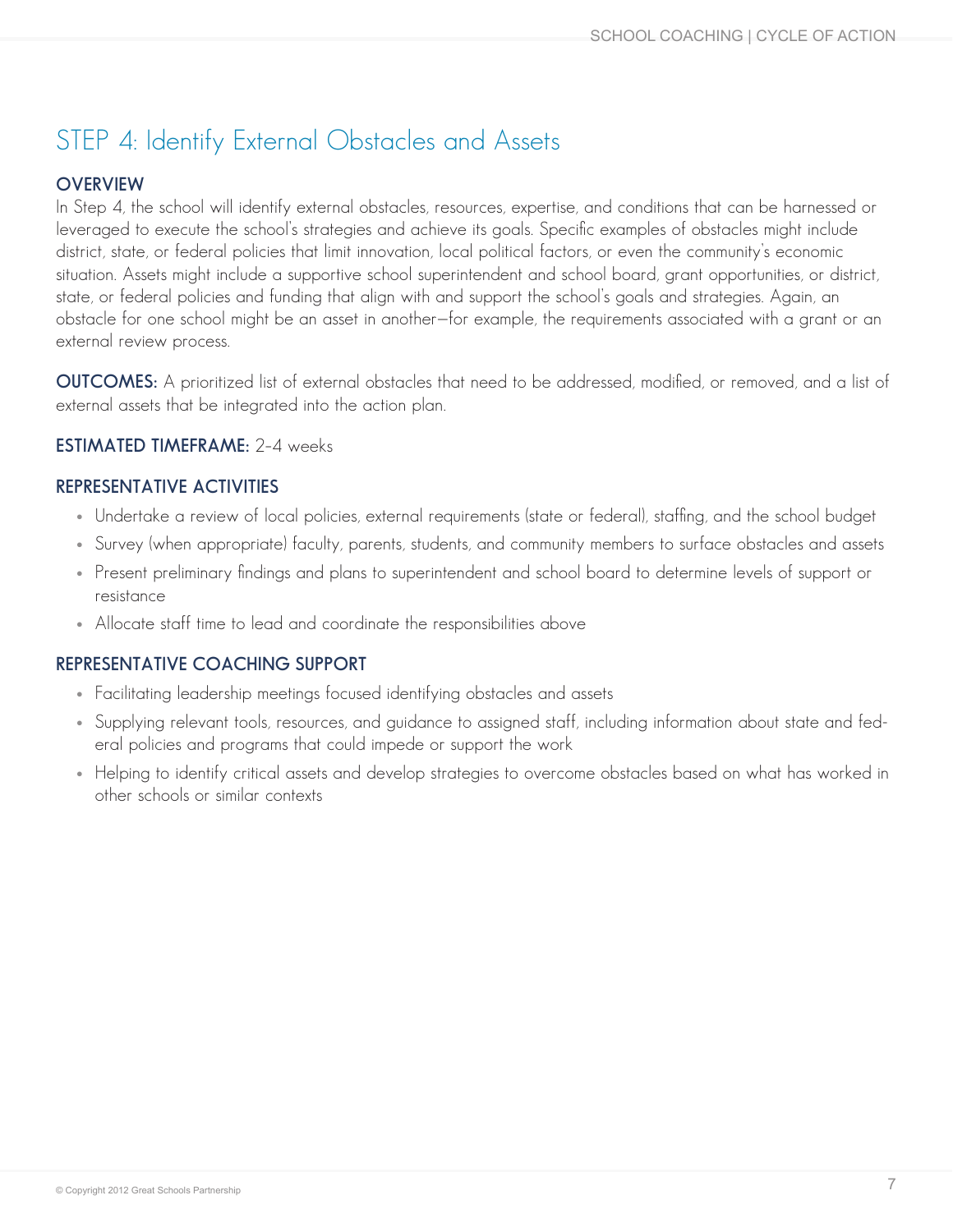## STEP 4: Identify External Obstacles and Assets

### OVERVIEW

In Step 4, the school will identify external obstacles, resources, expertise, and conditions that can be harnessed or leveraged to execute the school's strategies and achieve its goals. Specific examples of obstacles might include district, state, or federal policies that limit innovation, local political factors, or even the community's economic situation. Assets might include a supportive school superintendent and school board, grant opportunities, or district, state, or federal policies and funding that align with and support the school's goals and strategies. Again, an obstacle for one school might be an asset in another—for example, the requirements associated with a grant or an external review process.

**OUTCOMES:** A prioritized list of external obstacles that need to be addressed, modified, or removed, and a list of external assets that be integrated into the action plan.

**ESTIMATED TIMEFRAME:** 2-4 weeks

### REPRESENTATIVE ACTIVITIES

- Undertake a review of local policies, external requirements (state or federal), staffing, and the school budget
- Survey (when appropriate) faculty, parents, students, and community members to surface obstacles and assets
- Present preliminary findings and plans to superintendent and school board to determine levels of support or resistance
- Allocate staff time to lead and coordinate the responsibilities above

### REPRESENTATIVE COACHING SUPPORT

- Facilitating leadership meetings focused identifying obstacles and assets
- Supplying relevant tools, resources, and guidance to assigned staff, including information about state and federal policies and programs that could impede or support the work
- Helping to identify critical assets and develop strategies to overcome obstacles based on what has worked in other schools or similar contexts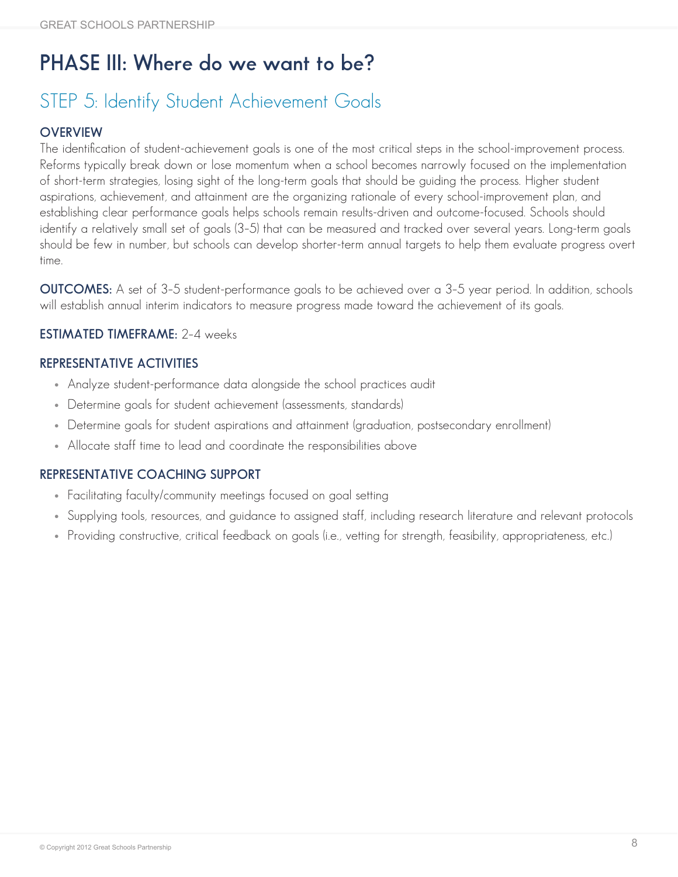# PHASE III: Where do we want to be?

## STEP 5: Identify Student Achievement Goals

### OVERVIEW

The identification of student-achievement goals is one of the most critical steps in the school-improvement process. Reforms typically break down or lose momentum when a school becomes narrowly focused on the implementation of short-term strategies, losing sight of the long-term goals that should be guiding the process. Higher student aspirations, achievement, and attainment are the organizing rationale of every school-improvement plan, and establishing clear performance goals helps schools remain results-driven and outcome-focused. Schools should identify a relatively small set of goals (3-5) that can be measured and tracked over several years. Long-term goals should be few in number, but schools can develop shorter-term annual targets to help them evaluate progress overt time.

**OUTCOMES:** A set of 3-5 student-performance goals to be achieved over a 3-5 year period. In addition, schools will establish annual interim indicators to measure progress made toward the achievement of its goals.

**ESTIMATED TIMEFRAME:** 2-4 weeks

### REPRESENTATIVE ACTIVITIES

- Analyze student-performance data alongside the school practices audit
- Determine goals for student achievement (assessments, standards)
- Determine goals for student aspirations and attainment (graduation, postsecondary enrollment)
- Allocate staff time to lead and coordinate the responsibilities above

### REPRESENTATIVE COACHING SUPPORT

- Facilitating faculty/community meetings focused on goal setting
- Supplying tools, resources, and guidance to assigned staff, including research literature and relevant protocols
- Providing constructive, critical feedback on goals (i.e., vetting for strength, feasibility, appropriateness, etc.)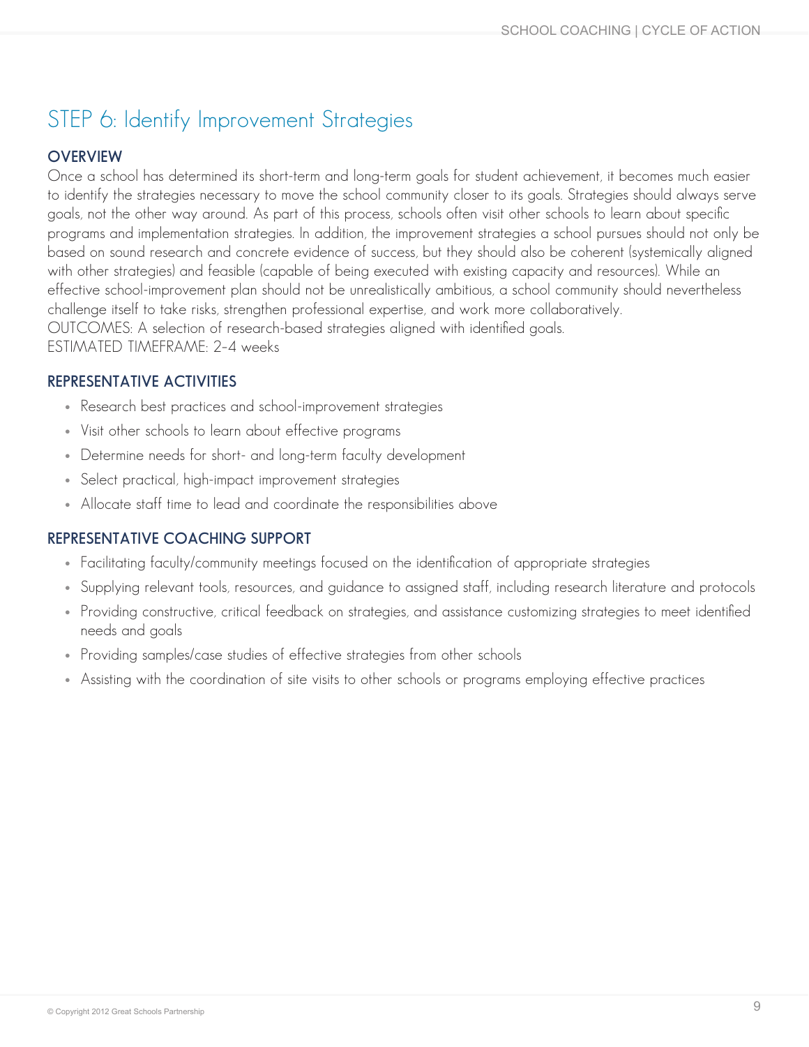# STEP 6: Identify Improvement Strategies

### OVERVIEW

Once a school has determined its short-term and long-term goals for student achievement, it becomes much easier to identify the strategies necessary to move the school community closer to its goals. Strategies should always serve goals, not the other way around. As part of this process, schools often visit other schools to learn about specific programs and implementation strategies. In addition, the improvement strategies a school pursues should not only be based on sound research and concrete evidence of success, but they should also be coherent (systemically aligned with other strategies) and feasible (capable of being executed with existing capacity and resources). While an effective school-improvement plan should not be unrealistically ambitious, a school community should nevertheless challenge itself to take risks, strengthen professional expertise, and work more collaboratively.
OUTCOMES: A selection of research-based strategies aligned with identified goals.
ESTIMATED TIMEFRAME: 2–4 weeks

### REPRESENTATIVE ACTIVITIES

- Research best practices and school-improvement strategies
- Visit other schools to learn about effective programs
- Determine needs for short- and long-term faculty development
- Select practical, high-impact improvement strategies
- Allocate staff time to lead and coordinate the responsibilities above

### REPRESENTATIVE COACHING SUPPORT

- Facilitating faculty/community meetings focused on the identification of appropriate strategies
- Supplying relevant tools, resources, and guidance to assigned staff, including research literature and protocols
- Providing constructive, critical feedback on strategies, and assistance customizing strategies to meet identified needs and goals
- Providing samples/case studies of effective strategies from other schools
- Assisting with the coordination of site visits to other schools or programs employing effective practices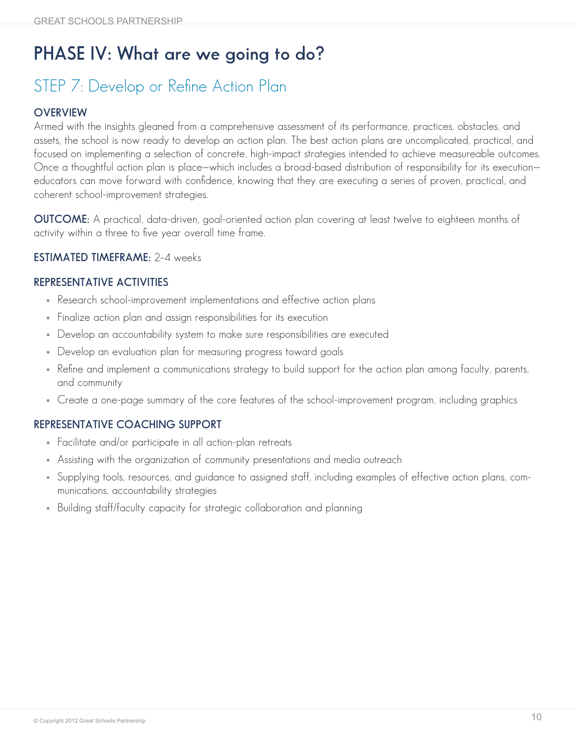# PHASE IV: What are we going to do?

## STEP 7: Develop or Refine Action Plan

### OVERVIEW

Armed with the insights gleaned from a comprehensive assessment of its performance, practices, obstacles, and assets, the school is now ready to develop an action plan. The best action plans are uncomplicated, practical, and focused on implementing a selection of concrete, high-impact strategies intended to achieve measureable outcomes. Once a thoughtful action plan is place—which includes a broad-based distribution of responsibility for its execution—educators can move forward with confidence, knowing that they are executing a series of proven, practical, and coherent school-improvement strategies.

**OUTCOME:** A practical, data-driven, goal-oriented action plan covering at least twelve to eighteen months of activity within a three to five year overall time frame.

**ESTIMATED TIMEFRAME:** 2-4 weeks

### REPRESENTATIVE ACTIVITIES

- Research school-improvement implementations and effective action plans
- Finalize action plan and assign responsibilities for its execution
- Develop an accountability system to make sure responsibilities are executed
- Develop an evaluation plan for measuring progress toward goals
- Refine and implement a communications strategy to build support for the action plan among faculty, parents, and community
- Create a one-page summary of the core features of the school-improvement program, including graphics

### REPRESENTATIVE COACHING SUPPORT

- Facilitate and/or participate in all action-plan retreats
- Assisting with the organization of community presentations and media outreach
- Supplying tools, resources, and guidance to assigned staff, including examples of effective action plans, communications, accountability strategies
- Building staff/faculty capacity for strategic collaboration and planning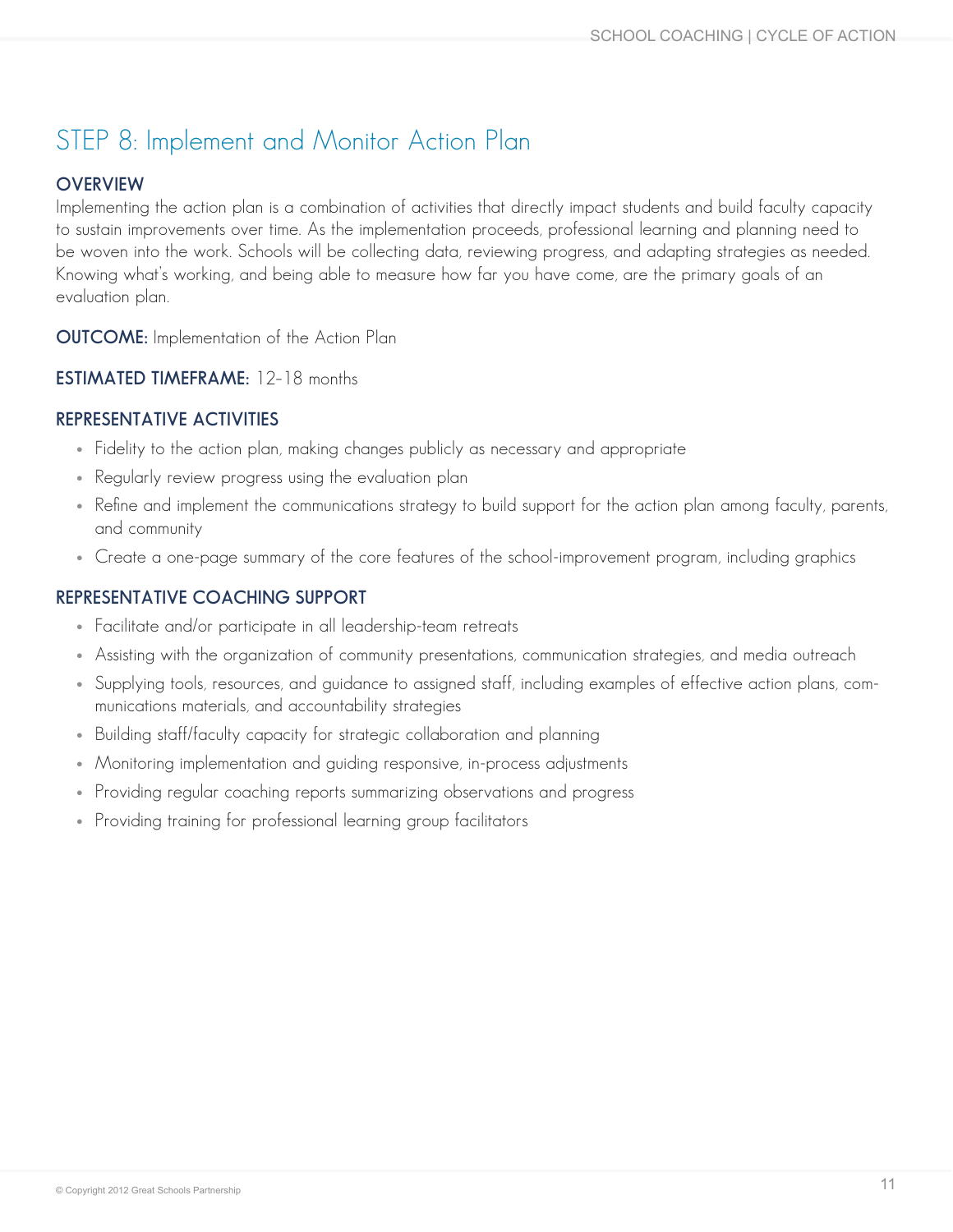# STEP 8: Implement and Monitor Action Plan

### OVERVIEW

Implementing the action plan is a combination of activities that directly impact students and build faculty capacity to sustain improvements over time. As the implementation proceeds, professional learning and planning need to be woven into the work. Schools will be collecting data, reviewing progress, and adapting strategies as needed. Knowing what's working, and being able to measure how far you have come, are the primary goals of an evaluation plan.

**OUTCOME:** Implementation of the Action Plan

**ESTIMATED TIMEFRAME:** 12–18 months

### REPRESENTATIVE ACTIVITIES

- Fidelity to the action plan, making changes publicly as necessary and appropriate
- Regularly review progress using the evaluation plan
- Refine and implement the communications strategy to build support for the action plan among faculty, parents, and community
- Create a one-page summary of the core features of the school-improvement program, including graphics

### REPRESENTATIVE COACHING SUPPORT

- Facilitate and/or participate in all leadership-team retreats
- Assisting with the organization of community presentations, communication strategies, and media outreach
- Supplying tools, resources, and guidance to assigned staff, including examples of effective action plans, communications materials, and accountability strategies
- Building staff/faculty capacity for strategic collaboration and planning
- Monitoring implementation and guiding responsive, in-process adjustments
- Providing regular coaching reports summarizing observations and progress
- Providing training for professional learning group facilitators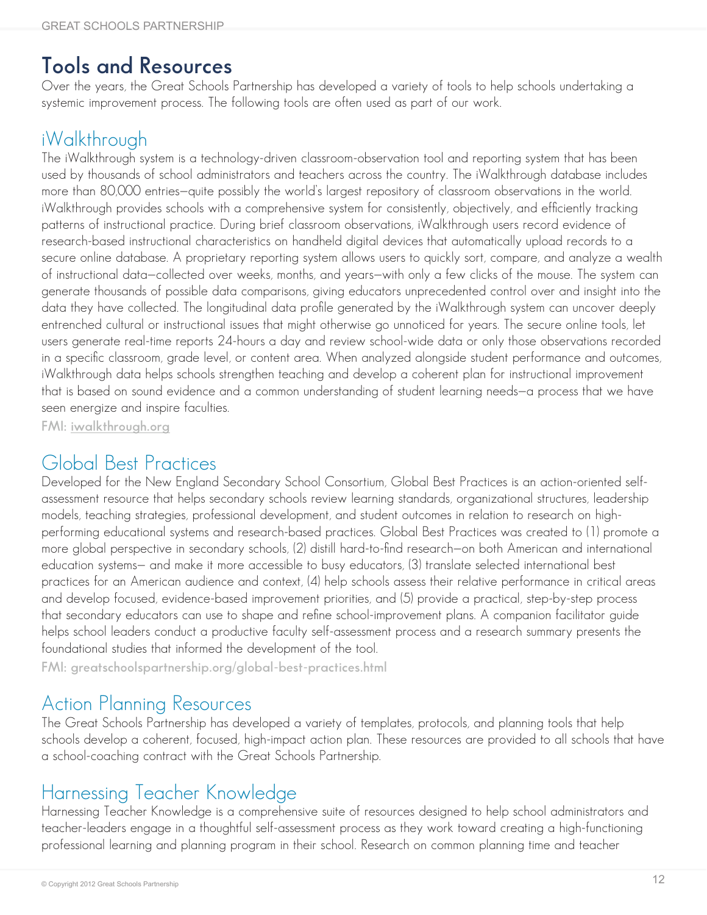## Tools and Resources

Over the years, the Great Schools Partnership has developed a variety of tools to help schools undertaking a systemic improvement process. The following tools are often used as part of our work.

### iWalkthrough

The iWalkthrough system is a technology-driven classroom-observation tool and reporting system that has been used by thousands of school administrators and teachers across the country. The iWalkthrough database includes more than 80,000 entries—quite possibly the world's largest repository of classroom observations in the world. iWalkthrough provides schools with a comprehensive system for consistently, objectively, and efficiently tracking patterns of instructional practice. During brief classroom observations, iWalkthrough users record evidence of research-based instructional characteristics on handheld digital devices that automatically upload records to a secure online database. A proprietary reporting system allows users to quickly sort, compare, and analyze a wealth of instructional data—collected over weeks, months, and years—with only a few clicks of the mouse. The system can generate thousands of possible data comparisons, giving educators unprecedented control over and insight into the data they have collected. The longitudinal data profile generated by the iWalkthrough system can uncover deeply entrenched cultural or instructional issues that might otherwise go unnoticed for years. The secure online tools, let users generate real-time reports 24-hours a day and review school-wide data or only those observations recorded in a specific classroom, grade level, or content area. When analyzed alongside student performance and outcomes, iWalkthrough data helps schools strengthen teaching and develop a coherent plan for instructional improvement that is based on sound evidence and a common understanding of student learning needs—a process that we have seen energize and inspire faculties.

**FMI: iwalkthrough.org**

### Global Best Practices

Developed for the New England Secondary School Consortium, Global Best Practices is an action-oriented self-assessment resource that helps secondary schools review learning standards, organizational structures, leadership models, teaching strategies, professional development, and student outcomes in relation to research on high-performing educational systems and research-based practices. Global Best Practices was created to (1) promote a more global perspective in secondary schools, (2) distill hard-to-find research—on both American and international education systems— and make it more accessible to busy educators, (3) translate selected international best practices for an American audience and context, (4) help schools assess their relative performance in critical areas and develop focused, evidence-based improvement priorities, and (5) provide a practical, step-by-step process that secondary educators can use to shape and refine school-improvement plans. A companion facilitator guide helps school leaders conduct a productive faculty self-assessment process and a research summary presents the foundational studies that informed the development of the tool.

**FMI: greatschoolspartnership.org/global-best-practices.html**

### Action Planning Resources

The Great Schools Partnership has developed a variety of templates, protocols, and planning tools that help schools develop a coherent, focused, high-impact action plan. These resources are provided to all schools that have a school-coaching contract with the Great Schools Partnership.

### Harnessing Teacher Knowledge

Harnessing Teacher Knowledge is a comprehensive suite of resources designed to help school administrators and teacher-leaders engage in a thoughtful self-assessment process as they work toward creating a high-functioning professional learning and planning program in their school. Research on common planning time and teacher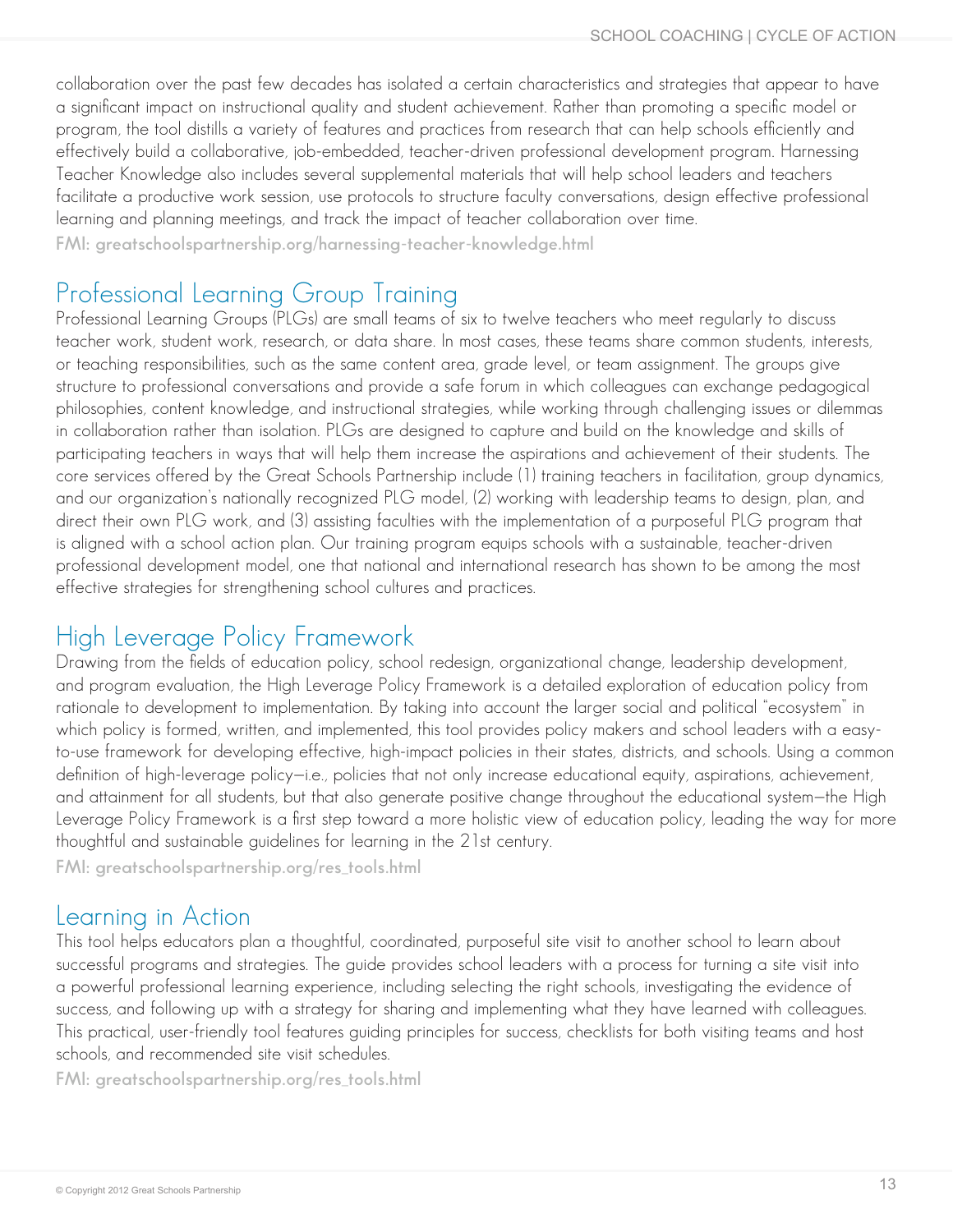collaboration over the past few decades has isolated a certain characteristics and strategies that appear to have a significant impact on instructional quality and student achievement. Rather than promoting a specific model or program, the tool distills a variety of features and practices from research that can help schools efficiently and effectively build a collaborative, job-embedded, teacher-driven professional development program. Harnessing Teacher Knowledge also includes several supplemental materials that will help school leaders and teachers facilitate a productive work session, use protocols to structure faculty conversations, design effective professional learning and planning meetings, and track the impact of teacher collaboration over time.

**FMI: greatschoolspartnership.org/harnessing-teacher-knowledge.html**

## Professional Learning Group Training

Professional Learning Groups (PLGs) are small teams of six to twelve teachers who meet regularly to discuss teacher work, student work, research, or data share. In most cases, these teams share common students, interests, or teaching responsibilities, such as the same content area, grade level, or team assignment. The groups give structure to professional conversations and provide a safe forum in which colleagues can exchange pedagogical philosophies, content knowledge, and instructional strategies, while working through challenging issues or dilemmas in collaboration rather than isolation. PLGs are designed to capture and build on the knowledge and skills of participating teachers in ways that will help them increase the aspirations and achievement of their students. The core services offered by the Great Schools Partnership include (1) training teachers in facilitation, group dynamics, and our organization's nationally recognized PLG model, (2) working with leadership teams to design, plan, and direct their own PLG work, and (3) assisting faculties with the implementation of a purposeful PLG program that is aligned with a school action plan. Our training program equips schools with a sustainable, teacher-driven professional development model, one that national and international research has shown to be among the most effective strategies for strengthening school cultures and practices.

## High Leverage Policy Framework

Drawing from the fields of education policy, school redesign, organizational change, leadership development, and program evaluation, the High Leverage Policy Framework is a detailed exploration of education policy from rationale to development to implementation. By taking into account the larger social and political "ecosystem" in which policy is formed, written, and implemented, this tool provides policy makers and school leaders with a easy-to-use framework for developing effective, high-impact policies in their states, districts, and schools. Using a common definition of high-leverage policy—i.e., policies that not only increase educational equity, aspirations, achievement, and attainment for all students, but that also generate positive change throughout the educational system—the High Leverage Policy Framework is a first step toward a more holistic view of education policy, leading the way for more thoughtful and sustainable guidelines for learning in the 21st century.

**FMI: greatschoolspartnership.org/res_tools.html**

## Learning in Action

This tool helps educators plan a thoughtful, coordinated, purposeful site visit to another school to learn about successful programs and strategies. The guide provides school leaders with a process for turning a site visit into a powerful professional learning experience, including selecting the right schools, investigating the evidence of success, and following up with a strategy for sharing and implementing what they have learned with colleagues. This practical, user-friendly tool features guiding principles for success, checklists for both visiting teams and host schools, and recommended site visit schedules.

**FMI: greatschoolspartnership.org/res_tools.html**

© Copyright 2012 Great Schools Partnership